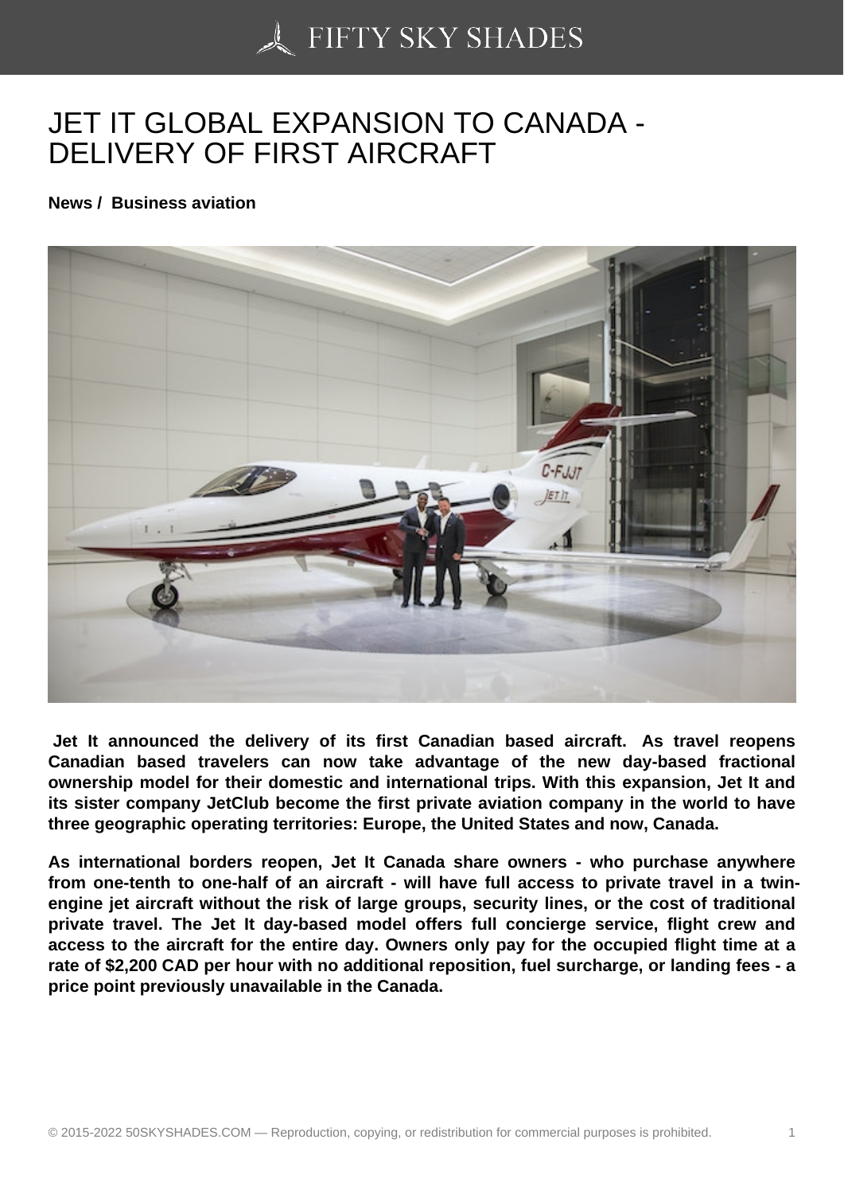# JET IT GLOBAL EXPANSION TO CANADA - DELIVERY OF FIRST AIRCRAFT

**News / Business aviation**

**Jet It announced the delivery of its first Canadian based aircraft. As travel reopens Canadian based travelers can now take advantage of the new day-based fractional ownership model for their domestic and international trips. With this expansion, Jet It and its sister company JetClub become the first private aviation company in the world to have three geographic operating territories: Europe, the United States and now, Canada.**

**As international borders reopen, Jet It Canada share owners - who purchase anywhere from one-tenth to one-half of an aircraft - will have full access to private travel in a twin-engine jet aircraft without the risk of large groups, security lines, or the cost of traditional private travel. The Jet It day-based model offers full concierge service, flight crew and access to the aircraft for the entire day. Owners only pay for the occupied flight time at a rate of $2,200 CAD per hour with no additional reposition, fuel surcharge, or landing fees - a price point previously unavailable in the Canada.**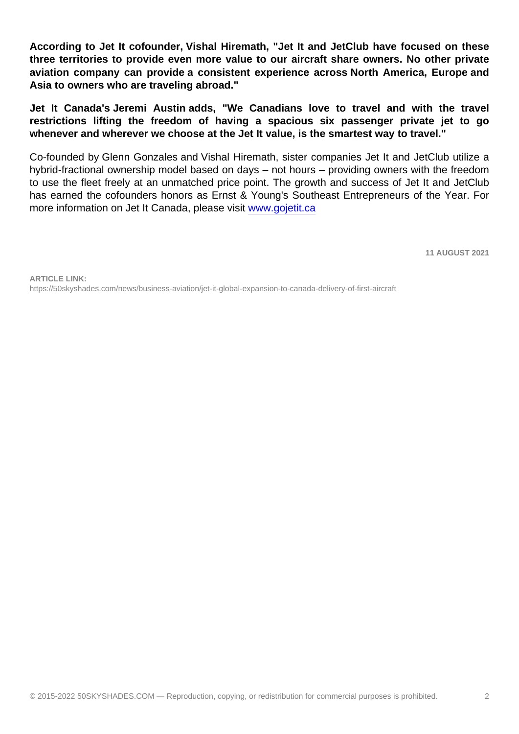**According to Jet It cofounder, Vishal Hiremath, "Jet It and JetClub have focused on these three territories to provide even more value to our aircraft share owners. No other private aviation company can provide a consistent experience across North America, Europe and Asia to owners who are traveling abroad."**

**Jet It Canada's Jeremi Austin adds, "We Canadians love to travel and with the travel restrictions lifting the freedom of having a spacious six passenger private jet to go whenever and wherever we choose at the Jet It value, is the smartest way to travel."**

Co-founded by Glenn Gonzales and Vishal Hiremath, sister companies Jet It and JetClub utilize a hybrid-fractional ownership model based on days – not hours – providing owners with the freedom to use the fleet freely at an unmatched price point. The growth and success of Jet It and JetClub has earned the cofounders honors as Ernst & Young's Southeast Entrepreneurs of the Year. For more information on Jet It Canada, please visit [www.gojetit.ca](http://www.gojetit.ca)

**11 AUGUST 2021**

**ARTICLE LINK:**
https://50skyshades.com/news/business-aviation/jet-it-global-expansion-to-canada-delivery-of-first-aircraft